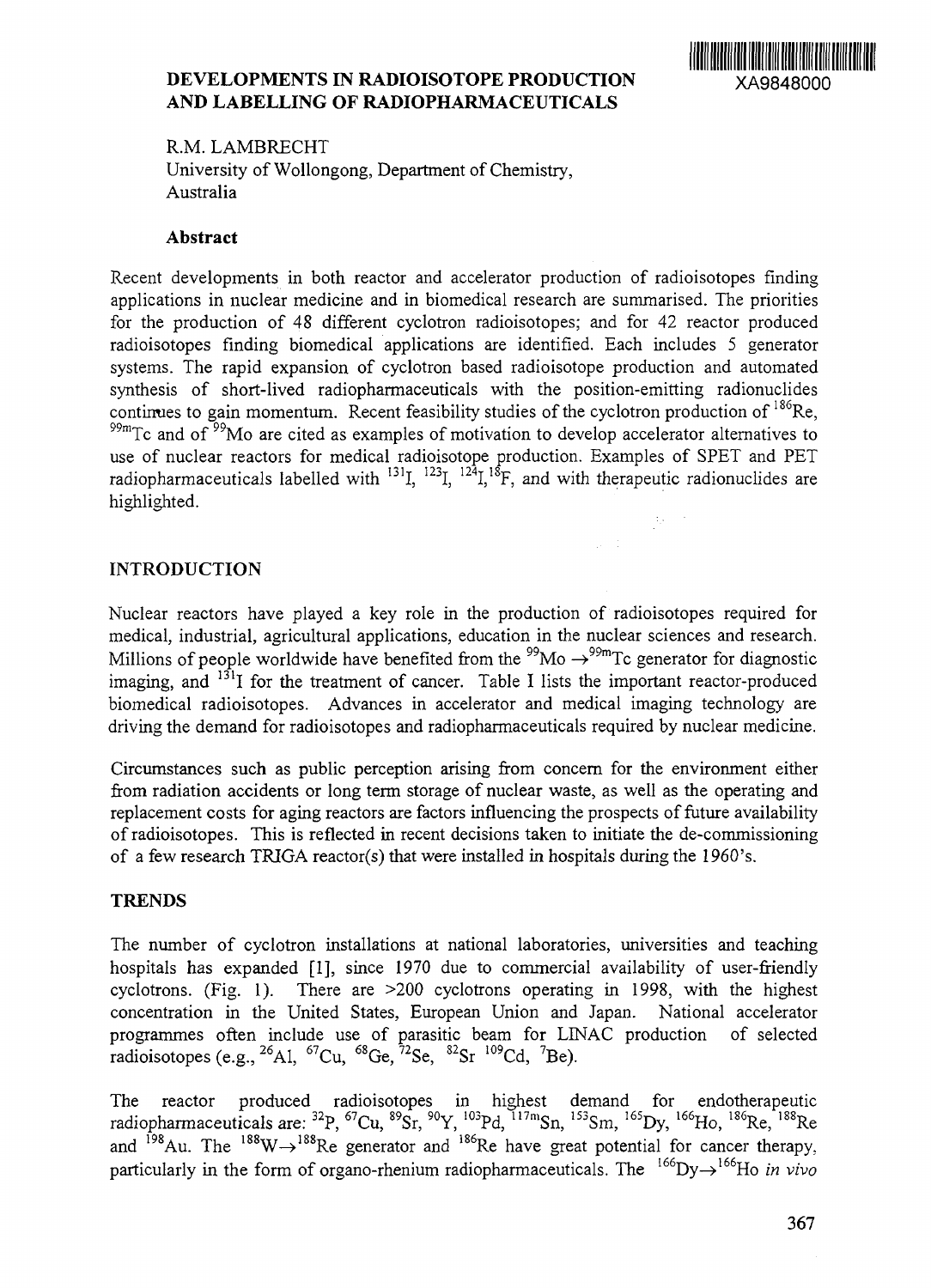# DEVELOPMENTS IN RADIOISOTOPE PRODUCTION AND LABELLING OF RADIOPHARMACEUTICALS

XA9848000

R.M. LAMBRECHT
University of Wollongong, Department of Chemistry,
Australia

## Abstract

Recent developments in both reactor and accelerator production of radioisotopes finding applications in nuclear medicine and in biomedical research are summarised. The priorities for the production of 48 different cyclotron radioisotopes; and for 42 reactor produced radioisotopes finding biomedical applications are identified. Each includes 5 generator systems. The rapid expansion of cyclotron based radioisotope production and automated synthesis of short-lived radiopharmaceuticals with the position-emitting radionuclides continues to gain momentum. Recent feasibility studies of the cyclotron production of $^{186}$Re, $^{99m}$Tc and of $^{99}$Mo are cited as examples of motivation to develop accelerator alternatives to use of nuclear reactors for medical radioisotope production. Examples of SPET and PET radiopharmaceuticals labelled with $^{131}$I, $^{123}$I, $^{124}$I, $^{18}$F, and with therapeutic radionuclides are highlighted.

## INTRODUCTION

Nuclear reactors have played a key role in the production of radioisotopes required for medical, industrial, agricultural applications, education in the nuclear sciences and research. Millions of people worldwide have benefited from the $^{99}$Mo $\rightarrow$ $^{99m}$Tc generator for diagnostic imaging, and $^{131}$I for the treatment of cancer. Table I lists the important reactor-produced biomedical radioisotopes. Advances in accelerator and medical imaging technology are driving the demand for radioisotopes and radiopharmaceuticals required by nuclear medicine.

Circumstances such as public perception arising from concern for the environment either from radiation accidents or long term storage of nuclear waste, as well as the operating and replacement costs for aging reactors are factors influencing the prospects of future availability of radioisotopes. This is reflected in recent decisions taken to initiate the de-commissioning of a few research TRIGA reactor(s) that were installed in hospitals during the 1960's.

## TRENDS

The number of cyclotron installations at national laboratories, universities and teaching hospitals has expanded [1], since 1970 due to commercial availability of user-friendly cyclotrons. (Fig. 1). There are >200 cyclotrons operating in 1998, with the highest concentration in the United States, European Union and Japan. National accelerator programmes often include use of parasitic beam for LINAC production of selected radioisotopes (e.g., $^{26}$Al, $^{67}$Cu, $^{68}$Ge, $^{72}$Se, $^{82}$Sr $^{109}$Cd, $^{7}$Be).

The reactor produced radioisotopes in highest demand for endotherapeutic radiopharmaceuticals are: $^{32}$P, $^{67}$Cu, $^{89}$Sr, $^{90}$Y, $^{103}$Pd, $^{117m}$Sn, $^{153}$Sm, $^{165}$Dy, $^{166}$Ho, $^{186}$Re, $^{188}$Re and $^{198}$Au. The $^{188}$W$\rightarrow$$^{188}$Re generator and $^{186}$Re have great potential for cancer therapy, particularly in the form of organo-rhenium radiopharmaceuticals. The $^{166}$Dy$\rightarrow$$^{166}$Ho *in vivo*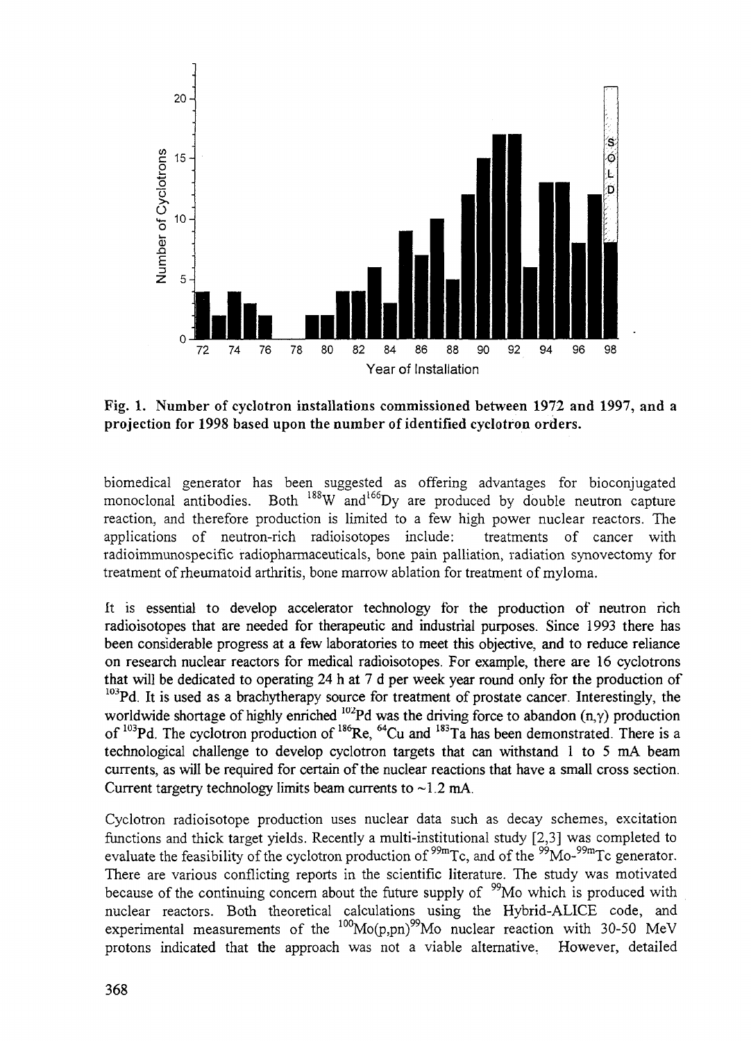**Fig. 1. Number of cyclotron installations commissioned between 1972 and 1997, and a projection for 1998 based upon the number of identified cyclotron orders.**

biomedical generator has been suggested as offering advantages for bioconjugated monoclonal antibodies. Both $^{188}$W and $^{166}$Dy are produced by double neutron capture reaction, and therefore production is limited to a few high power nuclear reactors. The applications of neutron-rich radioisotopes include: treatments of cancer with radioimmunospecific radiopharmaceuticals, bone pain palliation, radiation synovectomy for treatment of rheumatoid arthritis, bone marrow ablation for treatment of myloma.

It is essential to develop accelerator technology for the production of neutron rich radioisotopes that are needed for therapeutic and industrial purposes. Since 1993 there has been considerable progress at a few laboratories to meet this objective, and to reduce reliance on research nuclear reactors for medical radioisotopes. For example, there are 16 cyclotrons that will be dedicated to operating 24 h at 7 d per week year round only for the production of $^{103}$Pd. It is used as a brachytherapy source for treatment of prostate cancer. Interestingly, the worldwide shortage of highly enriched $^{102}$Pd was the driving force to abandon $(n,\gamma)$ production of $^{103}$Pd. The cyclotron production of $^{186}$Re, $^{64}$Cu and $^{183}$Ta has been demonstrated. There is a technological challenge to develop cyclotron targets that can withstand 1 to 5 mA beam currents, as will be required for certain of the nuclear reactions that have a small cross section. Current targetry technology limits beam currents to ~1.2 mA.

Cyclotron radioisotope production uses nuclear data such as decay schemes, excitation functions and thick target yields. Recently a multi-institutional study [2,3] was completed to evaluate the feasibility of the cyclotron production of $^{99m}$Tc, and of the $^{99}$Mo-$^{99m}$Tc generator. There are various conflicting reports in the scientific literature. The study was motivated because of the continuing concern about the future supply of $^{99}$Mo which is produced with nuclear reactors. Both theoretical calculations using the Hybrid-ALICE code, and experimental measurements of the $^{100}$Mo(p,pn)$^{99}$Mo nuclear reaction with 30-50 MeV protons indicated that the approach was not a viable alternative. However, detailed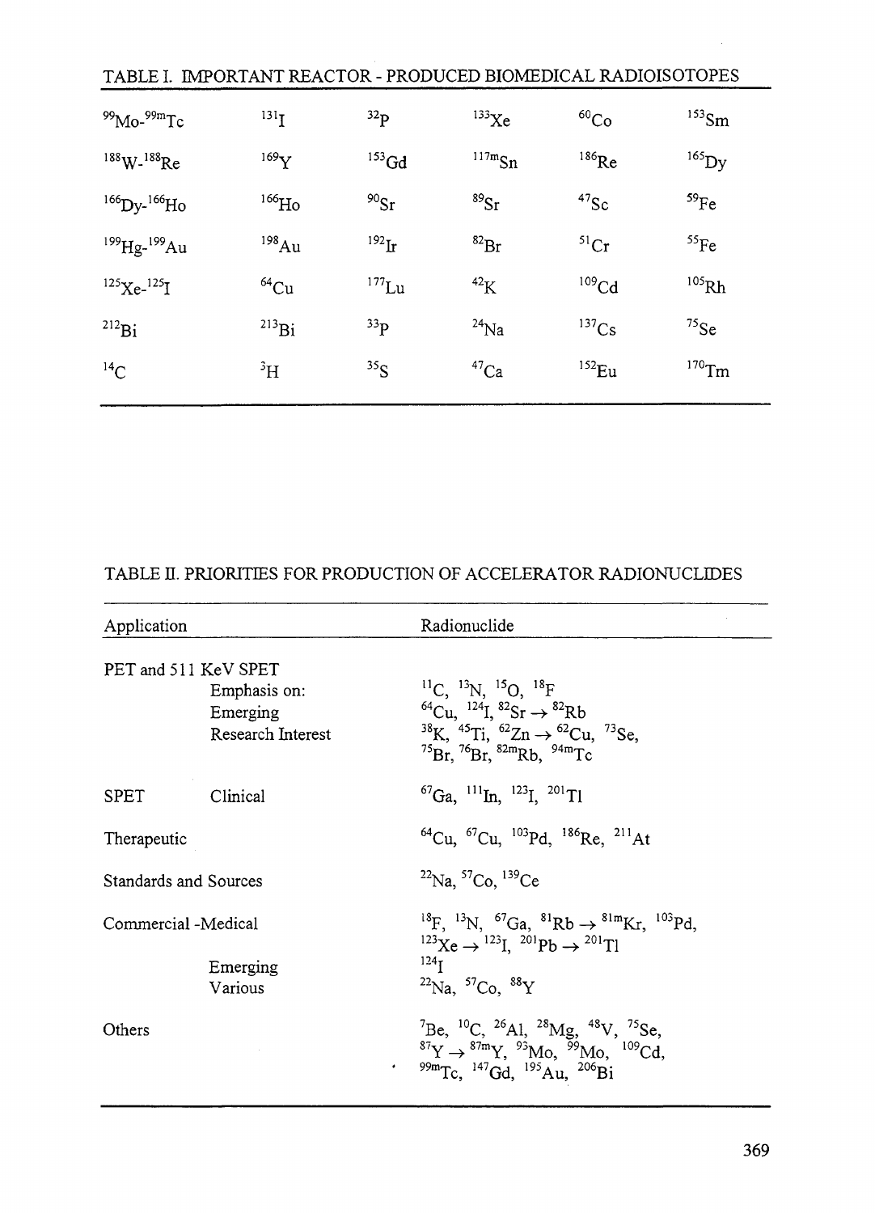TABLE I. IMPORTANT REACTOR - PRODUCED BIOMEDICAL RADIOISOTOPES

| | | | | | |
|---|---|---|---|---|---|
| $^{99}Mo$-$^{99m}Tc$ | $^{131}I$ | $^{32}P$ | $^{133}Xe$ | $^{60}Co$ | $^{153}Sm$ |
| $^{188}W$-$^{188}Re$ | $^{169}Y$ | $^{153}Gd$ | $^{117m}Sn$ | $^{186}Re$ | $^{165}Dy$ |
| $^{166}Dy$-$^{166}Ho$ | $^{166}Ho$ | $^{90}Sr$ | $^{89}Sr$ | $^{47}Sc$ | $^{59}Fe$ |
| $^{199}Hg$-$^{199}Au$ | $^{198}Au$ | $^{192}Ir$ | $^{82}Br$ | $^{51}Cr$ | $^{55}Fe$ |
| $^{125}Xe$-$^{125}I$ | $^{64}Cu$ | $^{177}Lu$ | $^{42}K$ | $^{109}Cd$ | $^{105}Rh$ |
| $^{212}Bi$ | $^{213}Bi$ | $^{33}P$ | $^{24}Na$ | $^{137}Cs$ | $^{75}Se$ |
| $^{14}C$ | $^{3}H$ | $^{35}S$ | $^{47}Ca$ | $^{152}Eu$ | $^{170}Tm$ |

TABLE II. PRIORITIES FOR PRODUCTION OF ACCELERATOR RADIONUCLIDES

| Application | | Radionuclide |
|---|---|---|
| PET and 511 KeV SPET | | |
| | Emphasis on: | $^{11}C$, $^{13}N$, $^{15}O$, $^{18}F$ |
| | Emerging | $^{64}Cu$, $^{124}I$, $^{82}Sr \rightarrow {}^{82}Rb$ |
| | Research Interest | $^{38}K$, $^{45}Ti$, $^{62}Zn \rightarrow {}^{62}Cu$, $^{73}Se$, $^{75}Br$, $^{76}Br$, $^{82m}Rb$, $^{94m}Tc$ |
| SPET | Clinical | $^{67}Ga$, $^{111}In$, $^{123}I$, $^{201}Tl$ |
| Therapeutic | | $^{64}Cu$, $^{67}Cu$, $^{103}Pd$, $^{186}Re$, $^{211}At$ |
| Standards and Sources | | $^{22}Na$, $^{57}Co$, $^{139}Ce$ |
| Commercial -Medical | | $^{18}F$, $^{13}N$, $^{67}Ga$, $^{81}Rb \rightarrow {}^{81m}Kr$, $^{103}Pd$, $^{123}Xe \rightarrow {}^{123}I$, $^{201}Pb \rightarrow {}^{201}Tl$ |
| | Emerging | $^{124}I$ |
| | Various | $^{22}Na$, $^{57}Co$, $^{88}Y$ |
| Others | | $^{7}Be$, $^{10}C$, $^{26}Al$, $^{28}Mg$, $^{48}V$, $^{75}Se$, $^{87}Y \rightarrow {}^{87m}Y$, $^{93}Mo$, $^{99}Mo$, $^{109}Cd$, $^{99m}Tc$, $^{147}Gd$, $^{195}Au$, $^{206}Bi$ |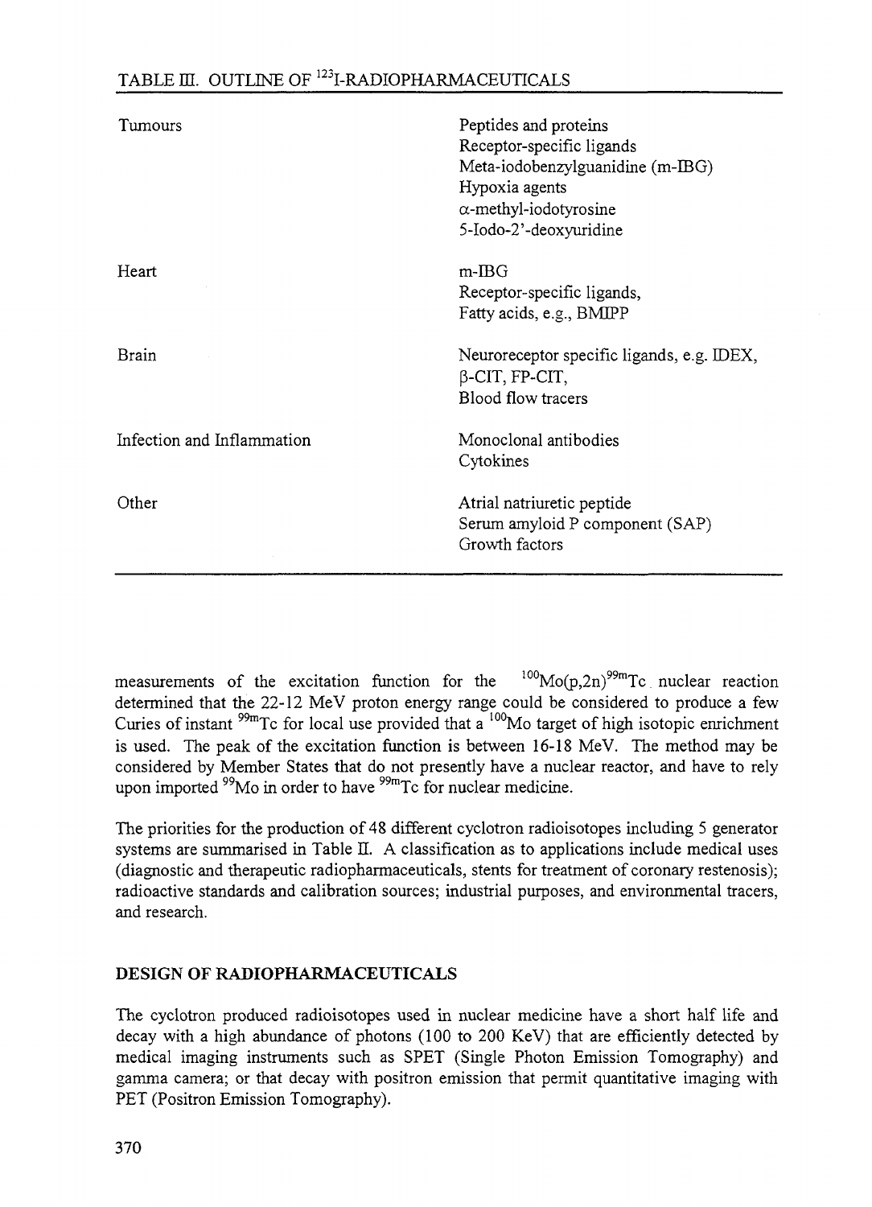TABLE III. OUTLINE OF $^{123}$I-RADIOPHARMACEUTICALS

| | |
|---|---|
| Tumours | Peptides and proteins<br>Receptor-specific ligands<br>Meta-iodobenzylguanidine (m-IBG)<br>Hypoxia agents<br>$\alpha$-methyl-iodotyrosine<br>5-Iodo-2'-deoxyuridine |
| Heart | m-IBG<br>Receptor-specific ligands,<br>Fatty acids, e.g., BMIPP |
| Brain | Neuroreceptor specific ligands, e.g. IDEX,<br>$\beta$-CIT, FP-CIT,<br>Blood flow tracers |
| Infection and Inflammation | Monoclonal antibodies<br>Cytokines |
| Other | Atrial natriuretic peptide<br>Serum amyloid P component (SAP)<br>Growth factors |

measurements of the excitation function for the $^{100}Mo(p,2n)^{99m}Tc$ nuclear reaction determined that the 22-12 MeV proton energy range could be considered to produce a few Curies of instant $^{99m}Tc$ for local use provided that a $^{100}Mo$ target of high isotopic enrichment is used. The peak of the excitation function is between 16-18 MeV. The method may be considered by Member States that do not presently have a nuclear reactor, and have to rely upon imported $^{99}Mo$ in order to have $^{99m}Tc$ for nuclear medicine.

The priorities for the production of 48 different cyclotron radioisotopes including 5 generator systems are summarised in Table II. A classification as to applications include medical uses (diagnostic and therapeutic radiopharmaceuticals, stents for treatment of coronary restenosis); radioactive standards and calibration sources; industrial purposes, and environmental tracers, and research.

## DESIGN OF RADIOPHARMACEUTICALS

The cyclotron produced radioisotopes used in nuclear medicine have a short half life and decay with a high abundance of photons (100 to 200 KeV) that are efficiently detected by medical imaging instruments such as SPET (Single Photon Emission Tomography) and gamma camera; or that decay with positron emission that permit quantitative imaging with PET (Positron Emission Tomography).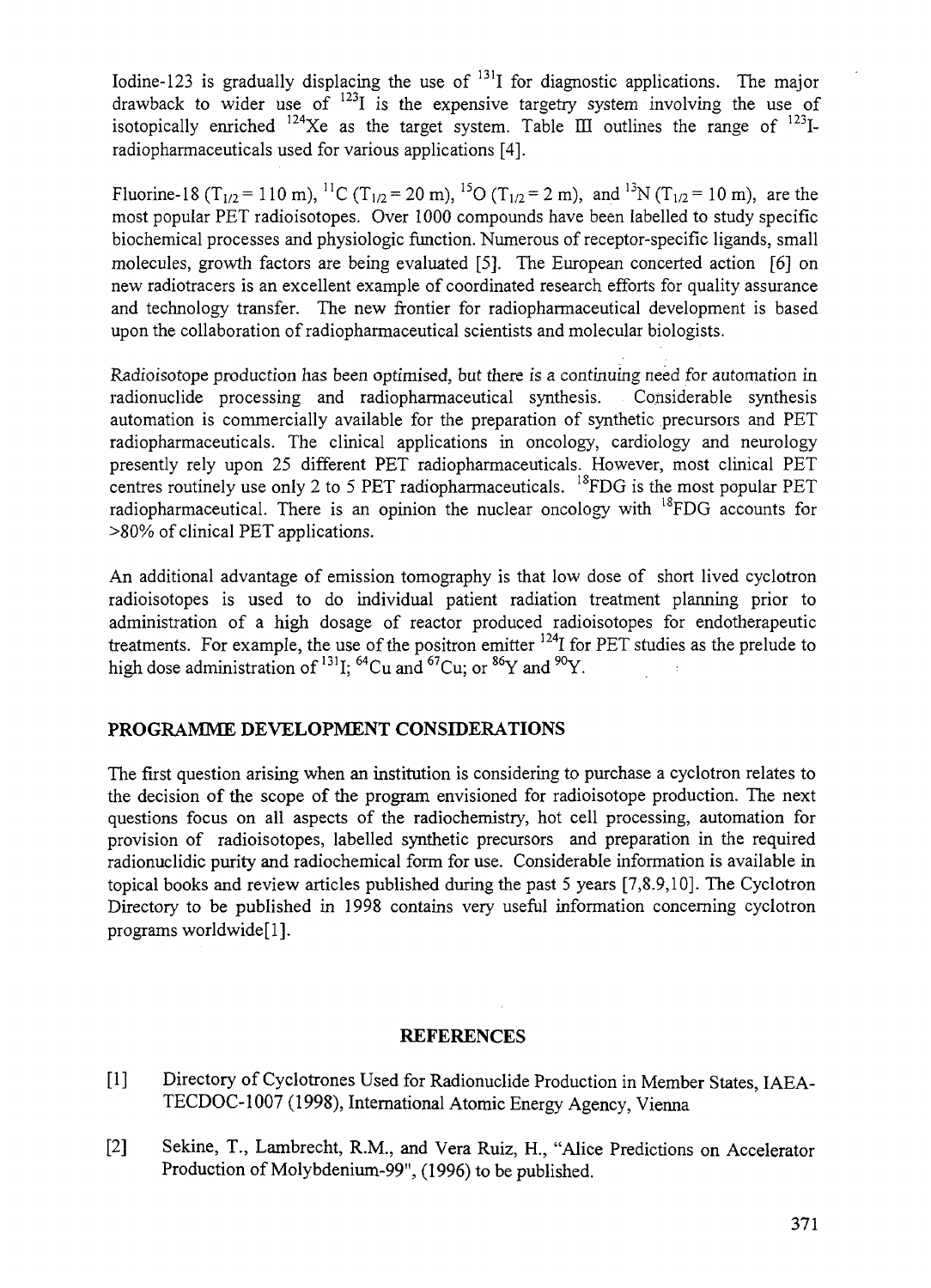Iodine-123 is gradually displacing the use of $^{131}I$ for diagnostic applications. The major drawback to wider use of $^{123}I$ is the expensive targetry system involving the use of isotopically enriched $^{124}Xe$ as the target system. Table III outlines the range of $^{123}I$-radiopharmaceuticals used for various applications [4].

Fluorine-18 ($T_{1/2}$ = 110 m), $^{11}C$ ($T_{1/2}$ = 20 m), $^{15}O$ ($T_{1/2}$ = 2 m), and $^{13}N$ ($T_{1/2}$ = 10 m), are the most popular PET radioisotopes. Over 1000 compounds have been labelled to study specific biochemical processes and physiologic function. Numerous of receptor-specific ligands, small molecules, growth factors are being evaluated [5]. The European concerted action [6] on new radiotracers is an excellent example of coordinated research efforts for quality assurance and technology transfer. The new frontier for radiopharmaceutical development is based upon the collaboration of radiopharmaceutical scientists and molecular biologists.

Radioisotope production has been optimised, but there is a continuing need for automation in radionuclide processing and radiopharmaceutical synthesis. Considerable synthesis automation is commercially available for the preparation of synthetic precursors and PET radiopharmaceuticals. The clinical applications in oncology, cardiology and neurology presently rely upon 25 different PET radiopharmaceuticals. However, most clinical PET centres routinely use only 2 to 5 PET radiopharmaceuticals. $^{18}$FDG is the most popular PET radiopharmaceutical. There is an opinion the nuclear oncology with $^{18}$FDG accounts for >80% of clinical PET applications.

An additional advantage of emission tomography is that low dose of short lived cyclotron radioisotopes is used to do individual patient radiation treatment planning prior to administration of a high dosage of reactor produced radioisotopes for endotherapeutic treatments. For example, the use of the positron emitter $^{124}I$ for PET studies as the prelude to high dose administration of $^{131}I$; $^{64}Cu$ and $^{67}Cu$; or $^{86}Y$ and $^{90}Y$.

## PROGRAMME DEVELOPMENT CONSIDERATIONS

The first question arising when an institution is considering to purchase a cyclotron relates to the decision of the scope of the program envisioned for radioisotope production. The next questions focus on all aspects of the radiochemistry, hot cell processing, automation for provision of radioisotopes, labelled synthetic precursors and preparation in the required radionuclidic purity and radiochemical form for use. Considerable information is available in topical books and review articles published during the past 5 years [7,8.9,10]. The Cyclotron Directory to be published in 1998 contains very useful information concerning cyclotron programs worldwide[1].

## REFERENCES

[1] Directory of Cyclotrones Used for Radionuclide Production in Member States, IAEA-TECDOC-1007 (1998), International Atomic Energy Agency, Vienna

[2] Sekine, T., Lambrecht, R.M., and Vera Ruiz, H., "Alice Predictions on Accelerator Production of Molybdenium-99", (1996) to be published.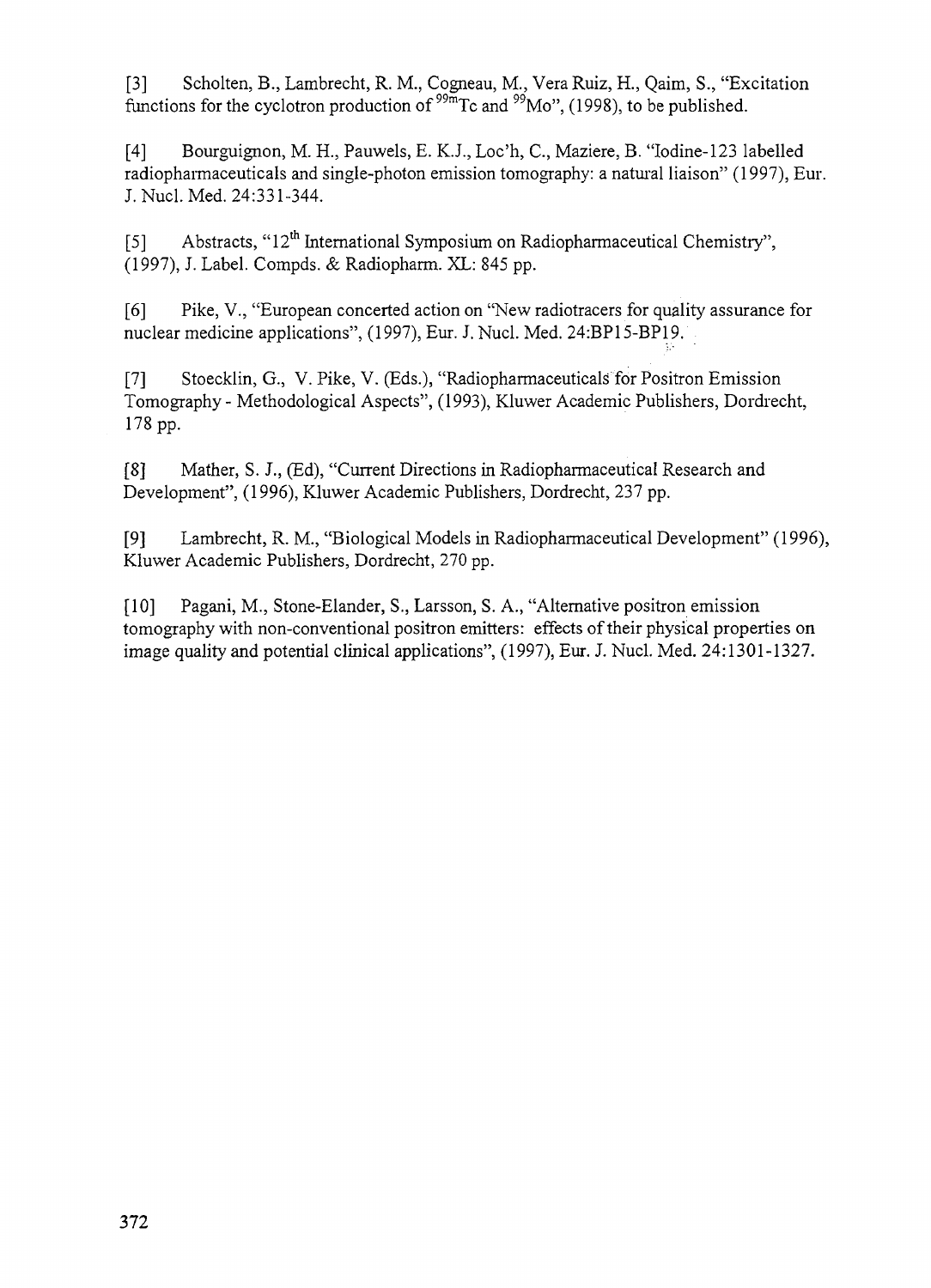[3] Scholten, B., Lambrecht, R. M., Cogneau, M., Vera Ruiz, H., Qaim, S., "Excitation functions for the cyclotron production of $^{99m}$Tc and $^{99}$Mo", (1998), to be published.

[4] Bourguignon, M. H., Pauwels, E. K.J., Loc'h, C., Maziere, B. "Iodine-123 labelled radiopharmaceuticals and single-photon emission tomography: a natural liaison" (1997), Eur. J. Nucl. Med. 24:331-344.

[5] Abstracts, "12th International Symposium on Radiopharmaceutical Chemistry", (1997), J. Label. Compds. & Radiopharm. XL: 845 pp.

[6] Pike, V., "European concerted action on "New radiotracers for quality assurance for nuclear medicine applications", (1997), Eur. J. Nucl. Med. 24:BP15-BP19.

[7] Stoecklin, G., V. Pike, V. (Eds.), "Radiopharmaceuticals for Positron Emission Tomography - Methodological Aspects", (1993), Kluwer Academic Publishers, Dordrecht, 178 pp.

[8] Mather, S. J., (Ed), "Current Directions in Radiopharmaceutical Research and Development", (1996), Kluwer Academic Publishers, Dordrecht, 237 pp.

[9] Lambrecht, R. M., "Biological Models in Radiopharmaceutical Development" (1996), Kluwer Academic Publishers, Dordrecht, 270 pp.

[10] Pagani, M., Stone-Elander, S., Larsson, S. A., "Alternative positron emission tomography with non-conventional positron emitters: effects of their physical properties on image quality and potential clinical applications", (1997), Eur. J. Nucl. Med. 24:1301-1327.